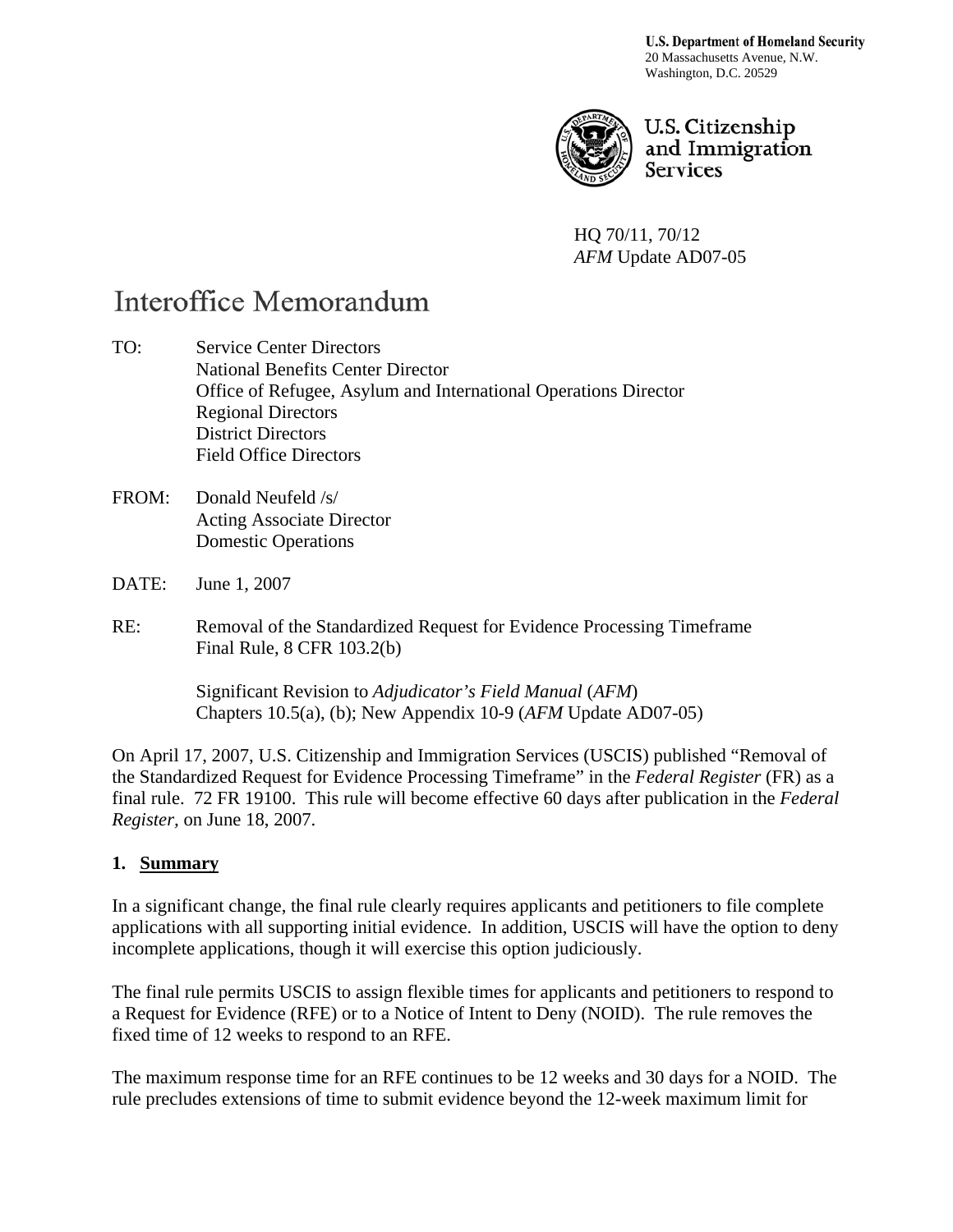**U.S. Department of Homeland Security**
20 Massachusetts Avenue, N.W.
Washington, D.C. 20529

U.S. Citizenship and Immigration Services

HQ 70/11, 70/12
*AFM* Update AD07-05

# Interoffice Memorandum

TO: Service Center Directors
National Benefits Center Director
Office of Refugee, Asylum and International Operations Director
Regional Directors
District Directors
Field Office Directors

FROM: Donald Neufeld /s/
Acting Associate Director
Domestic Operations

DATE: June 1, 2007

RE: Removal of the Standardized Request for Evidence Processing Timeframe
Final Rule, 8 CFR 103.2(b)

Significant Revision to *Adjudicator's Field Manual* (*AFM*)
Chapters 10.5(a), (b); New Appendix 10-9 (*AFM* Update AD07-05)

On April 17, 2007, U.S. Citizenship and Immigration Services (USCIS) published "Removal of the Standardized Request for Evidence Processing Timeframe" in the *Federal Register* (FR) as a final rule. 72 FR 19100. This rule will become effective 60 days after publication in the *Federal Register*, on June 18, 2007.

## 1. Summary

In a significant change, the final rule clearly requires applicants and petitioners to file complete applications with all supporting initial evidence. In addition, USCIS will have the option to deny incomplete applications, though it will exercise this option judiciously.

The final rule permits USCIS to assign flexible times for applicants and petitioners to respond to a Request for Evidence (RFE) or to a Notice of Intent to Deny (NOID). The rule removes the fixed time of 12 weeks to respond to an RFE.

The maximum response time for an RFE continues to be 12 weeks and 30 days for a NOID. The rule precludes extensions of time to submit evidence beyond the 12-week maximum limit for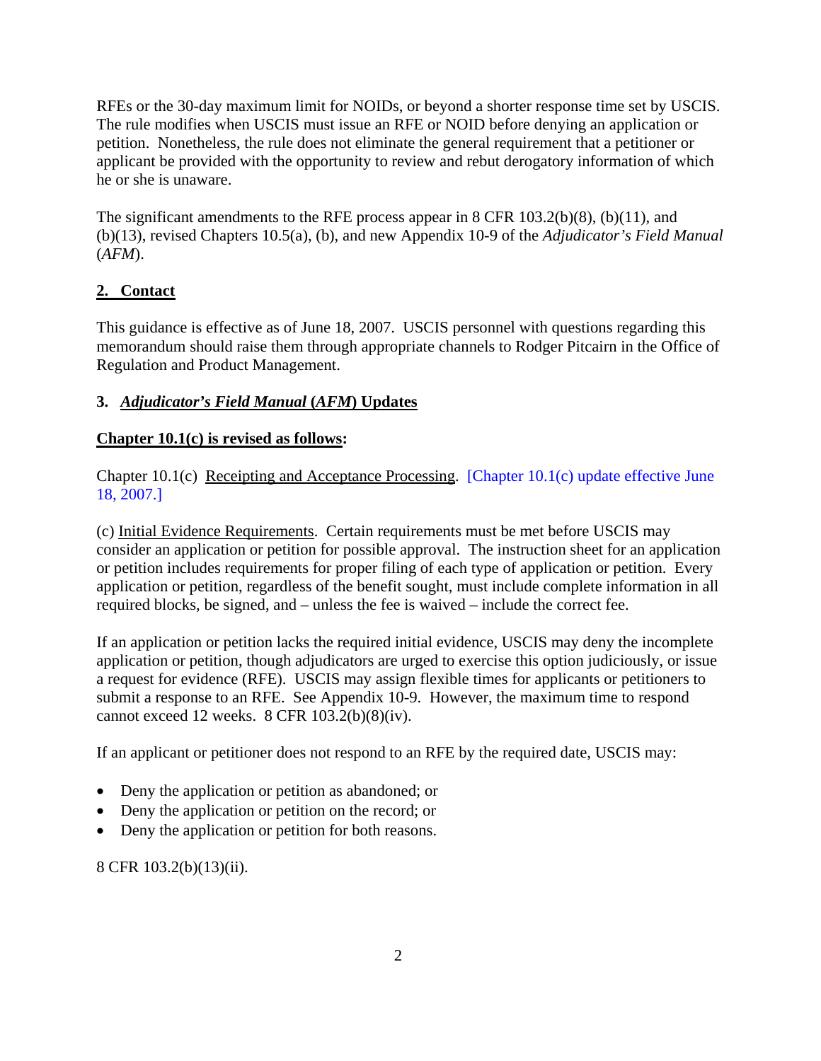RFEs or the 30-day maximum limit for NOIDs, or beyond a shorter response time set by USCIS. The rule modifies when USCIS must issue an RFE or NOID before denying an application or petition. Nonetheless, the rule does not eliminate the general requirement that a petitioner or applicant be provided with the opportunity to review and rebut derogatory information of which he or she is unaware.

The significant amendments to the RFE process appear in 8 CFR 103.2(b)(8), (b)(11), and (b)(13), revised Chapters 10.5(a), (b), and new Appendix 10-9 of the *Adjudicator's Field Manual* (*AFM*).

## 2. Contact

This guidance is effective as of June 18, 2007. USCIS personnel with questions regarding this memorandum should raise them through appropriate channels to Rodger Pitcairn in the Office of Regulation and Product Management.

## 3. *Adjudicator's Field Manual* (*AFM*) Updates

**Chapter 10.1(c) is revised as follows:**

Chapter 10.1(c) Receipting and Acceptance Processing. [Chapter 10.1(c) update effective June 18, 2007.]

(c) Initial Evidence Requirements. Certain requirements must be met before USCIS may consider an application or petition for possible approval. The instruction sheet for an application or petition includes requirements for proper filing of each type of application or petition. Every application or petition, regardless of the benefit sought, must include complete information in all required blocks, be signed, and – unless the fee is waived – include the correct fee.

If an application or petition lacks the required initial evidence, USCIS may deny the incomplete application or petition, though adjudicators are urged to exercise this option judiciously, or issue a request for evidence (RFE). USCIS may assign flexible times for applicants or petitioners to submit a response to an RFE. See Appendix 10-9. However, the maximum time to respond cannot exceed 12 weeks. 8 CFR 103.2(b)(8)(iv).

If an applicant or petitioner does not respond to an RFE by the required date, USCIS may:

- Deny the application or petition as abandoned; or
- Deny the application or petition on the record; or
- Deny the application or petition for both reasons.

8 CFR 103.2(b)(13)(ii).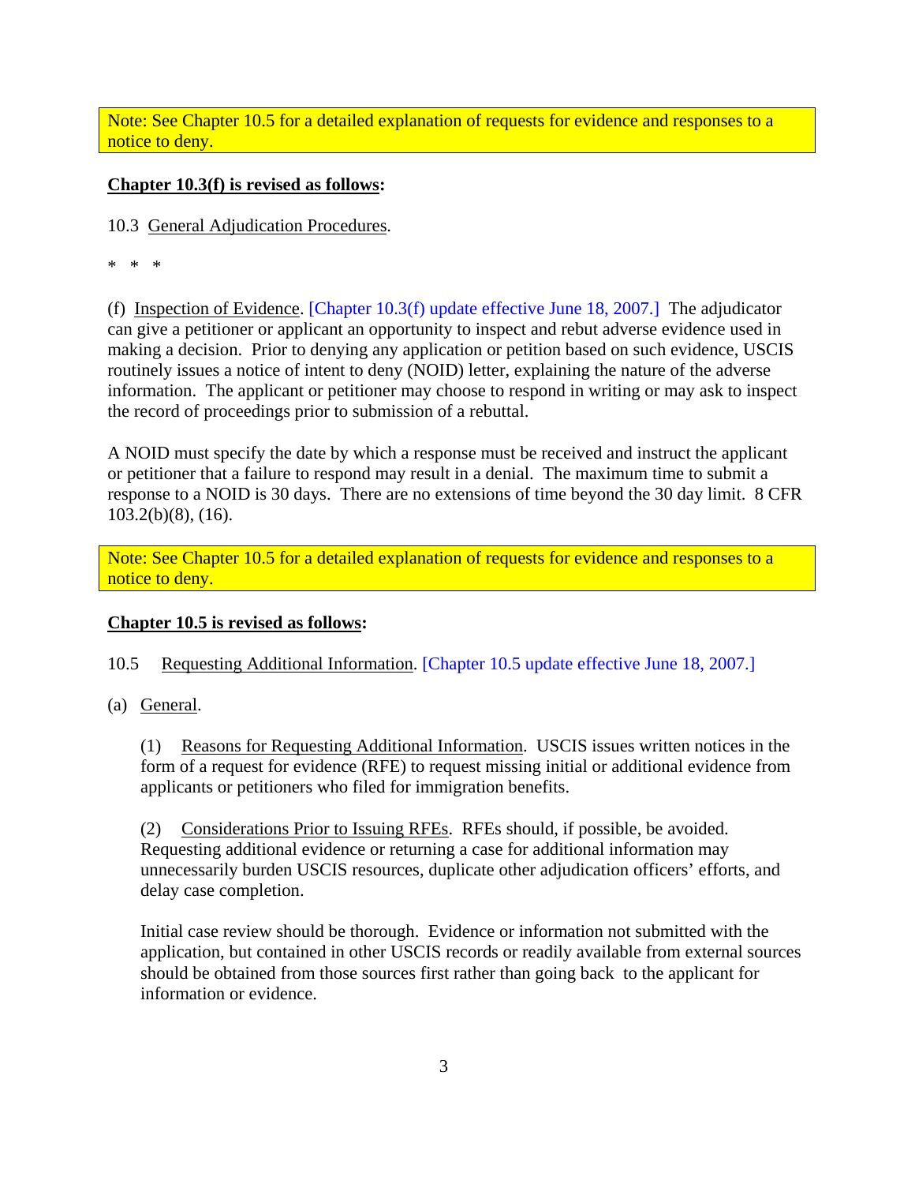> Note: See Chapter 10.5 for a detailed explanation of requests for evidence and responses to a notice to deny.

**Chapter 10.3(f) is revised as follows:**

10.3 General Adjudication Procedures.

\* \* \*

(f) Inspection of Evidence. [Chapter 10.3(f) update effective June 18, 2007.] The adjudicator can give a petitioner or applicant an opportunity to inspect and rebut adverse evidence used in making a decision. Prior to denying any application or petition based on such evidence, USCIS routinely issues a notice of intent to deny (NOID) letter, explaining the nature of the adverse information. The applicant or petitioner may choose to respond in writing or may ask to inspect the record of proceedings prior to submission of a rebuttal.

A NOID must specify the date by which a response must be received and instruct the applicant or petitioner that a failure to respond may result in a denial. The maximum time to submit a response to a NOID is 30 days. There are no extensions of time beyond the 30 day limit. 8 CFR 103.2(b)(8), (16).

> Note: See Chapter 10.5 for a detailed explanation of requests for evidence and responses to a notice to deny.

**Chapter 10.5 is revised as follows:**

10.5 Requesting Additional Information. [Chapter 10.5 update effective June 18, 2007.]

(a) General.

(1) Reasons for Requesting Additional Information. USCIS issues written notices in the form of a request for evidence (RFE) to request missing initial or additional evidence from applicants or petitioners who filed for immigration benefits.

(2) Considerations Prior to Issuing RFEs. RFEs should, if possible, be avoided. Requesting additional evidence or returning a case for additional information may unnecessarily burden USCIS resources, duplicate other adjudication officers' efforts, and delay case completion.

Initial case review should be thorough. Evidence or information not submitted with the application, but contained in other USCIS records or readily available from external sources should be obtained from those sources first rather than going back to the applicant for information or evidence.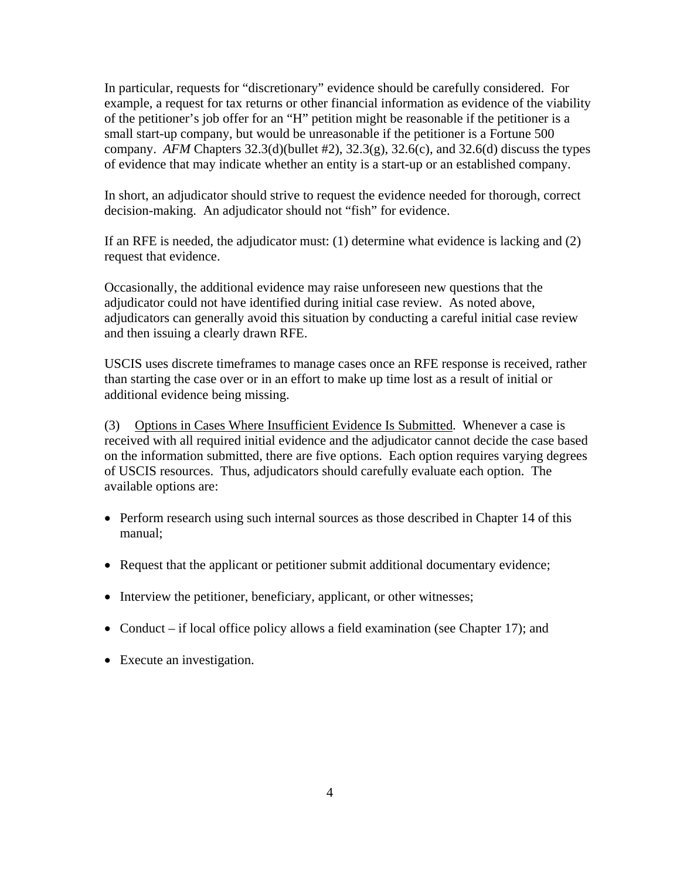In particular, requests for "discretionary" evidence should be carefully considered. For example, a request for tax returns or other financial information as evidence of the viability of the petitioner's job offer for an "H" petition might be reasonable if the petitioner is a small start-up company, but would be unreasonable if the petitioner is a Fortune 500 company. *AFM* Chapters 32.3(d)(bullet #2), 32.3(g), 32.6(c), and 32.6(d) discuss the types of evidence that may indicate whether an entity is a start-up or an established company.

In short, an adjudicator should strive to request the evidence needed for thorough, correct decision-making. An adjudicator should not "fish" for evidence.

If an RFE is needed, the adjudicator must: (1) determine what evidence is lacking and (2) request that evidence.

Occasionally, the additional evidence may raise unforeseen new questions that the adjudicator could not have identified during initial case review. As noted above, adjudicators can generally avoid this situation by conducting a careful initial case review and then issuing a clearly drawn RFE.

USCIS uses discrete timeframes to manage cases once an RFE response is received, rather than starting the case over or in an effort to make up time lost as a result of initial or additional evidence being missing.

(3) <u>Options in Cases Where Insufficient Evidence Is Submitted</u>. Whenever a case is received with all required initial evidence and the adjudicator cannot decide the case based on the information submitted, there are five options. Each option requires varying degrees of USCIS resources. Thus, adjudicators should carefully evaluate each option. The available options are:

- Perform research using such internal sources as those described in Chapter 14 of this manual;
- Request that the applicant or petitioner submit additional documentary evidence;
- Interview the petitioner, beneficiary, applicant, or other witnesses;
- Conduct – if local office policy allows a field examination (see Chapter 17); and
- Execute an investigation.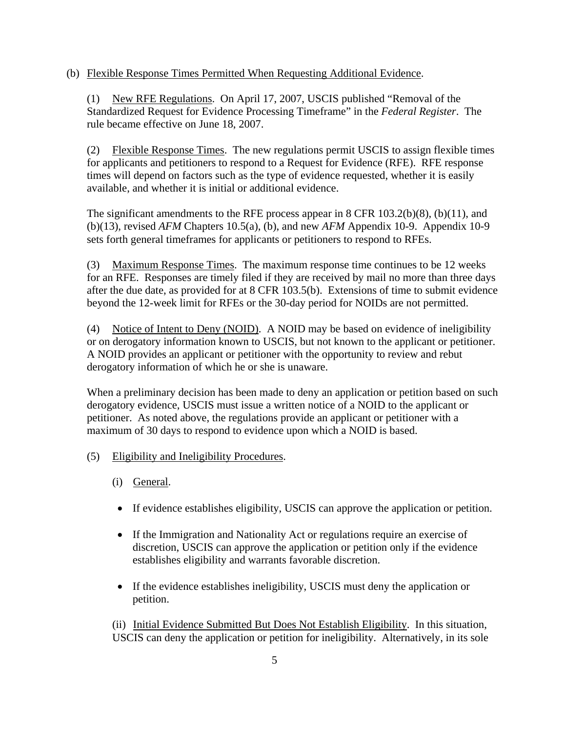(b) Flexible Response Times Permitted When Requesting Additional Evidence.

(1) New RFE Regulations. On April 17, 2007, USCIS published "Removal of the Standardized Request for Evidence Processing Timeframe" in the *Federal Register*. The rule became effective on June 18, 2007.

(2) Flexible Response Times. The new regulations permit USCIS to assign flexible times for applicants and petitioners to respond to a Request for Evidence (RFE). RFE response times will depend on factors such as the type of evidence requested, whether it is easily available, and whether it is initial or additional evidence.

The significant amendments to the RFE process appear in 8 CFR 103.2(b)(8), (b)(11), and (b)(13), revised *AFM* Chapters 10.5(a), (b), and new *AFM* Appendix 10-9. Appendix 10-9 sets forth general timeframes for applicants or petitioners to respond to RFEs.

(3) Maximum Response Times. The maximum response time continues to be 12 weeks for an RFE. Responses are timely filed if they are received by mail no more than three days after the due date, as provided for at 8 CFR 103.5(b). Extensions of time to submit evidence beyond the 12-week limit for RFEs or the 30-day period for NOIDs are not permitted.

(4) Notice of Intent to Deny (NOID). A NOID may be based on evidence of ineligibility or on derogatory information known to USCIS, but not known to the applicant or petitioner. A NOID provides an applicant or petitioner with the opportunity to review and rebut derogatory information of which he or she is unaware.

When a preliminary decision has been made to deny an application or petition based on such derogatory evidence, USCIS must issue a written notice of a NOID to the applicant or petitioner. As noted above, the regulations provide an applicant or petitioner with a maximum of 30 days to respond to evidence upon which a NOID is based.

(5) Eligibility and Ineligibility Procedures.

(i) General.

- If evidence establishes eligibility, USCIS can approve the application or petition.
- If the Immigration and Nationality Act or regulations require an exercise of discretion, USCIS can approve the application or petition only if the evidence establishes eligibility and warrants favorable discretion.
- If the evidence establishes ineligibility, USCIS must deny the application or petition.

(ii) Initial Evidence Submitted But Does Not Establish Eligibility. In this situation, USCIS can deny the application or petition for ineligibility. Alternatively, in its sole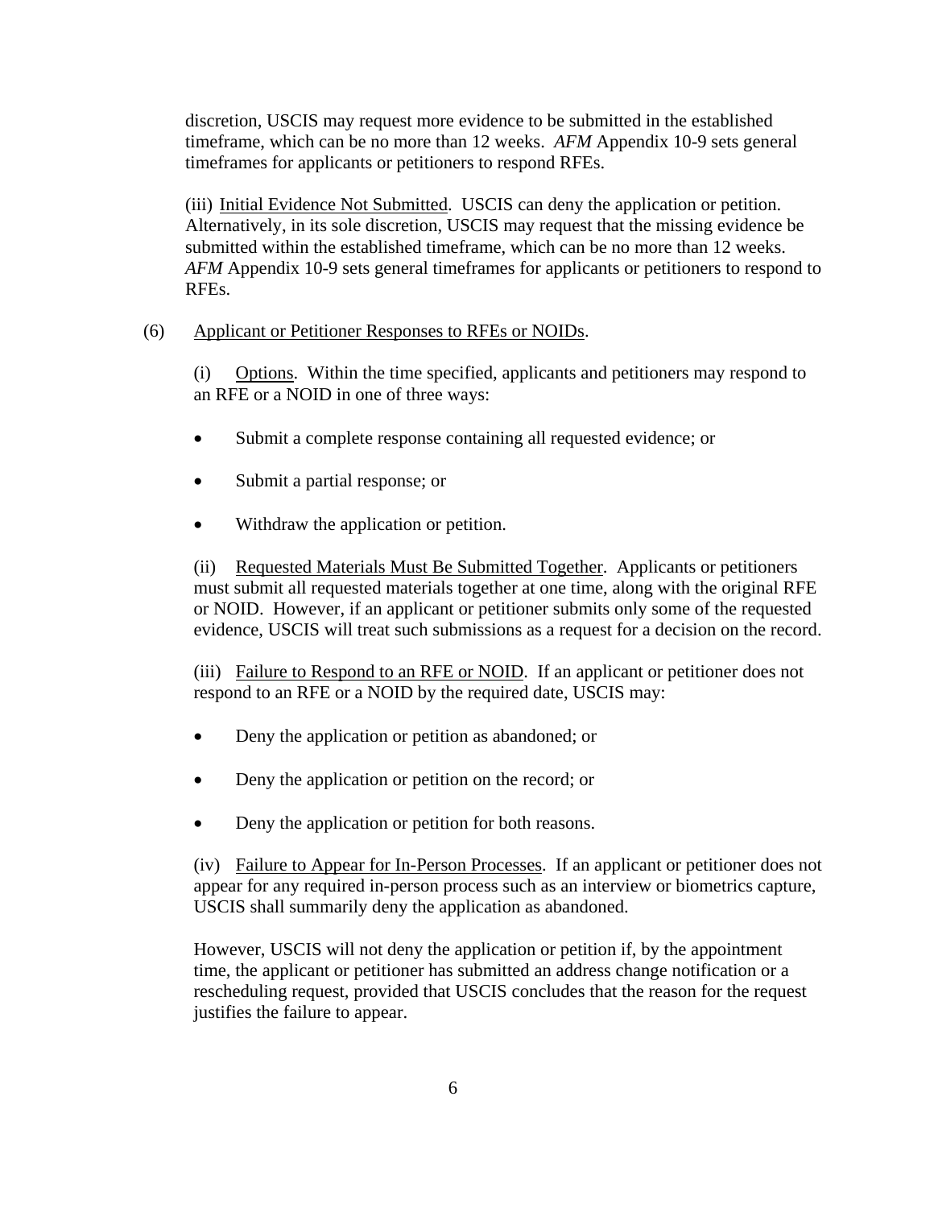discretion, USCIS may request more evidence to be submitted in the established timeframe, which can be no more than 12 weeks. *AFM* Appendix 10-9 sets general timeframes for applicants or petitioners to respond RFEs.

(iii) Initial Evidence Not Submitted. USCIS can deny the application or petition. Alternatively, in its sole discretion, USCIS may request that the missing evidence be submitted within the established timeframe, which can be no more than 12 weeks. *AFM* Appendix 10-9 sets general timeframes for applicants or petitioners to respond to RFEs.

(6) Applicant or Petitioner Responses to RFEs or NOIDs.

(i) Options. Within the time specified, applicants and petitioners may respond to an RFE or a NOID in one of three ways:

- Submit a complete response containing all requested evidence; or
- Submit a partial response; or
- Withdraw the application or petition.

(ii) Requested Materials Must Be Submitted Together. Applicants or petitioners must submit all requested materials together at one time, along with the original RFE or NOID. However, if an applicant or petitioner submits only some of the requested evidence, USCIS will treat such submissions as a request for a decision on the record.

(iii) Failure to Respond to an RFE or NOID. If an applicant or petitioner does not respond to an RFE or a NOID by the required date, USCIS may:

- Deny the application or petition as abandoned; or
- Deny the application or petition on the record; or
- Deny the application or petition for both reasons.

(iv) Failure to Appear for In-Person Processes. If an applicant or petitioner does not appear for any required in-person process such as an interview or biometrics capture, USCIS shall summarily deny the application as abandoned.

However, USCIS will not deny the application or petition if, by the appointment time, the applicant or petitioner has submitted an address change notification or a rescheduling request, provided that USCIS concludes that the reason for the request justifies the failure to appear.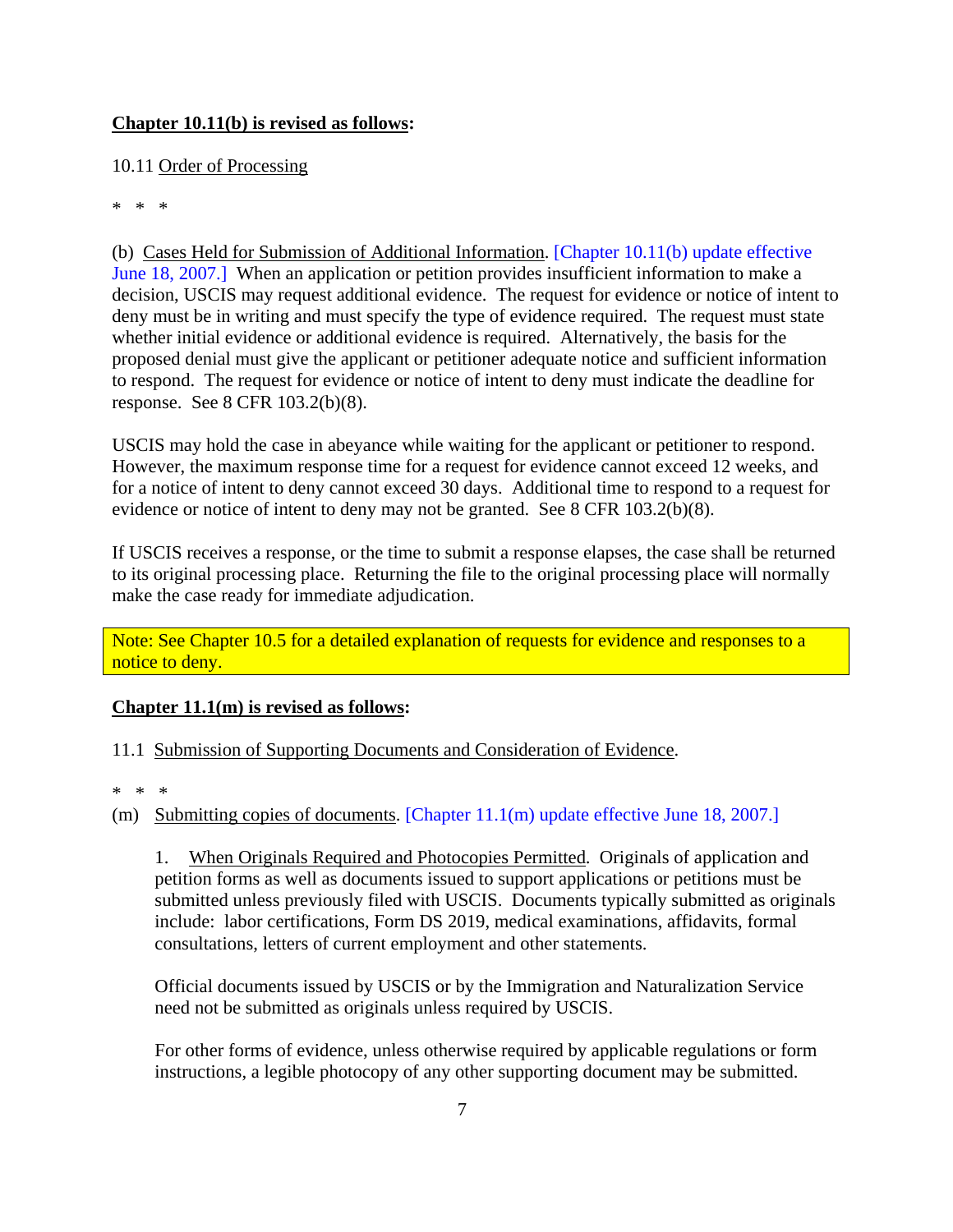**<u>Chapter 10.11(b) is revised as follows</u>:**

10.11 <u>Order of Processing</u>

\* \* \*

(b) <u>Cases Held for Submission of Additional Information</u>. [Chapter 10.11(b) update effective June 18, 2007.] When an application or petition provides insufficient information to make a decision, USCIS may request additional evidence. The request for evidence or notice of intent to deny must be in writing and must specify the type of evidence required. The request must state whether initial evidence or additional evidence is required. Alternatively, the basis for the proposed denial must give the applicant or petitioner adequate notice and sufficient information to respond. The request for evidence or notice of intent to deny must indicate the deadline for response. See 8 CFR 103.2(b)(8).

USCIS may hold the case in abeyance while waiting for the applicant or petitioner to respond. However, the maximum response time for a request for evidence cannot exceed 12 weeks, and for a notice of intent to deny cannot exceed 30 days. Additional time to respond to a request for evidence or notice of intent to deny may not be granted. See 8 CFR 103.2(b)(8).

If USCIS receives a response, or the time to submit a response elapses, the case shall be returned to its original processing place. Returning the file to the original processing place will normally make the case ready for immediate adjudication.

Note: See Chapter 10.5 for a detailed explanation of requests for evidence and responses to a notice to deny.

**<u>Chapter 11.1(m) is revised as follows</u>:**

11.1 <u>Submission of Supporting Documents and Consideration of Evidence</u>.

\* \* \*

(m) <u>Submitting copies of documents</u>. [Chapter 11.1(m) update effective June 18, 2007.]

1. <u>When Originals Required and Photocopies Permitted</u>. Originals of application and petition forms as well as documents issued to support applications or petitions must be submitted unless previously filed with USCIS. Documents typically submitted as originals include: labor certifications, Form DS 2019, medical examinations, affidavits, formal consultations, letters of current employment and other statements.

   Official documents issued by USCIS or by the Immigration and Naturalization Service need not be submitted as originals unless required by USCIS.

   For other forms of evidence, unless otherwise required by applicable regulations or form instructions, a legible photocopy of any other supporting document may be submitted.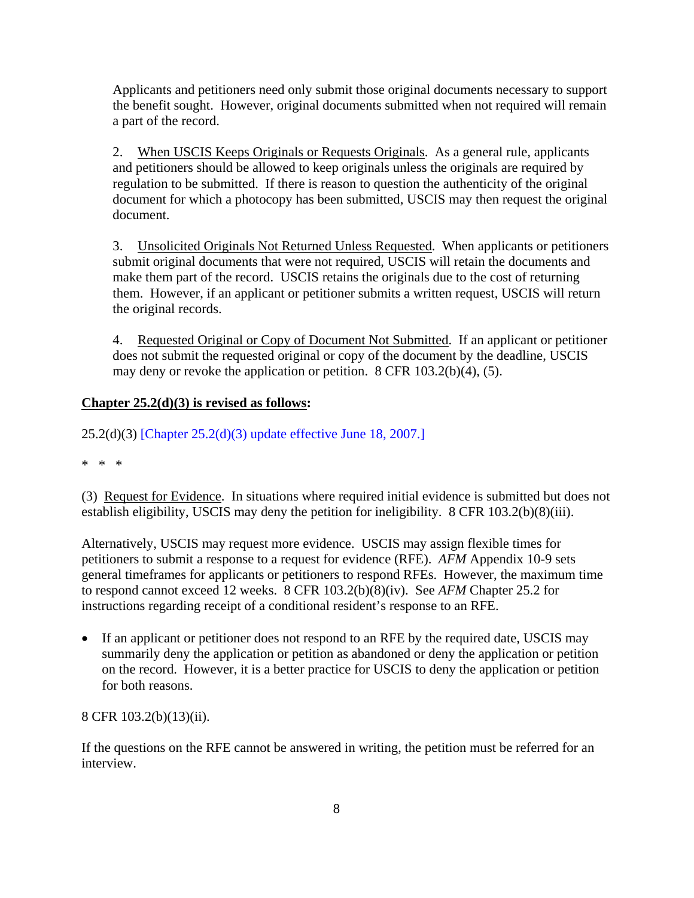Applicants and petitioners need only submit those original documents necessary to support the benefit sought. However, original documents submitted when not required will remain a part of the record.

2. <u>When USCIS Keeps Originals or Requests Originals</u>. As a general rule, applicants and petitioners should be allowed to keep originals unless the originals are required by regulation to be submitted. If there is reason to question the authenticity of the original document for which a photocopy has been submitted, USCIS may then request the original document.

3. <u>Unsolicited Originals Not Returned Unless Requested</u>. When applicants or petitioners submit original documents that were not required, USCIS will retain the documents and make them part of the record. USCIS retains the originals due to the cost of returning them. However, if an applicant or petitioner submits a written request, USCIS will return the original records.

4. <u>Requested Original or Copy of Document Not Submitted</u>. If an applicant or petitioner does not submit the requested original or copy of the document by the deadline, USCIS may deny or revoke the application or petition. 8 CFR 103.2(b)(4), (5).

**<u>Chapter 25.2(d)(3) is revised as follows</u>:**

25.2(d)(3) [Chapter 25.2(d)(3) update effective June 18, 2007.]

\* \* \*

(3) <u>Request for Evidence</u>. In situations where required initial evidence is submitted but does not establish eligibility, USCIS may deny the petition for ineligibility. 8 CFR 103.2(b)(8)(iii).

Alternatively, USCIS may request more evidence. USCIS may assign flexible times for petitioners to submit a response to a request for evidence (RFE). *AFM* Appendix 10-9 sets general timeframes for applicants or petitioners to respond RFEs. However, the maximum time to respond cannot exceed 12 weeks. 8 CFR 103.2(b)(8)(iv). See *AFM* Chapter 25.2 for instructions regarding receipt of a conditional resident's response to an RFE.

- If an applicant or petitioner does not respond to an RFE by the required date, USCIS may summarily deny the application or petition as abandoned or deny the application or petition on the record. However, it is a better practice for USCIS to deny the application or petition for both reasons.

8 CFR 103.2(b)(13)(ii).

If the questions on the RFE cannot be answered in writing, the petition must be referred for an interview.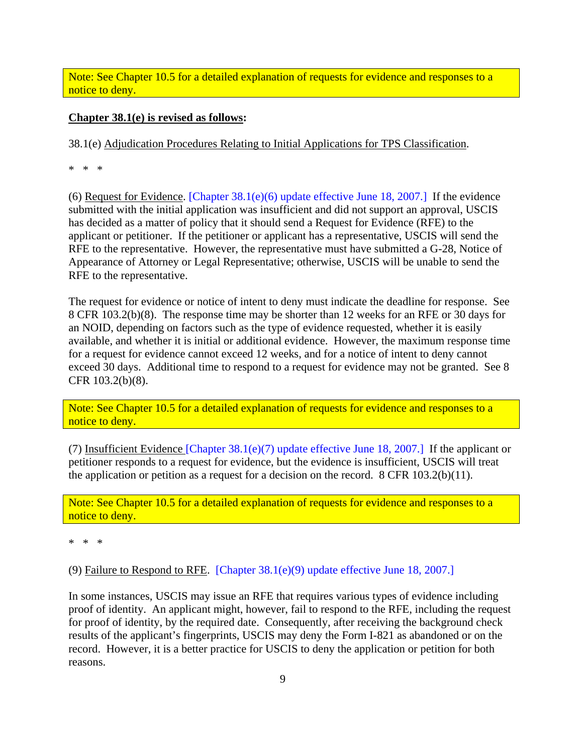Note: See Chapter 10.5 for a detailed explanation of requests for evidence and responses to a notice to deny.

**Chapter 38.1(e) is revised as follows:**

38.1(e) Adjudication Procedures Relating to Initial Applications for TPS Classification.

\* \* \*

(6) Request for Evidence. [Chapter 38.1(e)(6) update effective June 18, 2007.] If the evidence submitted with the initial application was insufficient and did not support an approval, USCIS has decided as a matter of policy that it should send a Request for Evidence (RFE) to the applicant or petitioner. If the petitioner or applicant has a representative, USCIS will send the RFE to the representative. However, the representative must have submitted a G-28, Notice of Appearance of Attorney or Legal Representative; otherwise, USCIS will be unable to send the RFE to the representative.

The request for evidence or notice of intent to deny must indicate the deadline for response. See 8 CFR 103.2(b)(8). The response time may be shorter than 12 weeks for an RFE or 30 days for an NOID, depending on factors such as the type of evidence requested, whether it is easily available, and whether it is initial or additional evidence. However, the maximum response time for a request for evidence cannot exceed 12 weeks, and for a notice of intent to deny cannot exceed 30 days. Additional time to respond to a request for evidence may not be granted. See 8 CFR 103.2(b)(8).

Note: See Chapter 10.5 for a detailed explanation of requests for evidence and responses to a notice to deny.

(7) Insufficient Evidence [Chapter 38.1(e)(7) update effective June 18, 2007.] If the applicant or petitioner responds to a request for evidence, but the evidence is insufficient, USCIS will treat the application or petition as a request for a decision on the record. 8 CFR 103.2(b)(11).

Note: See Chapter 10.5 for a detailed explanation of requests for evidence and responses to a notice to deny.

\* \* \*

(9) Failure to Respond to RFE. [Chapter 38.1(e)(9) update effective June 18, 2007.]

In some instances, USCIS may issue an RFE that requires various types of evidence including proof of identity. An applicant might, however, fail to respond to the RFE, including the request for proof of identity, by the required date. Consequently, after receiving the background check results of the applicant's fingerprints, USCIS may deny the Form I-821 as abandoned or on the record. However, it is a better practice for USCIS to deny the application or petition for both reasons.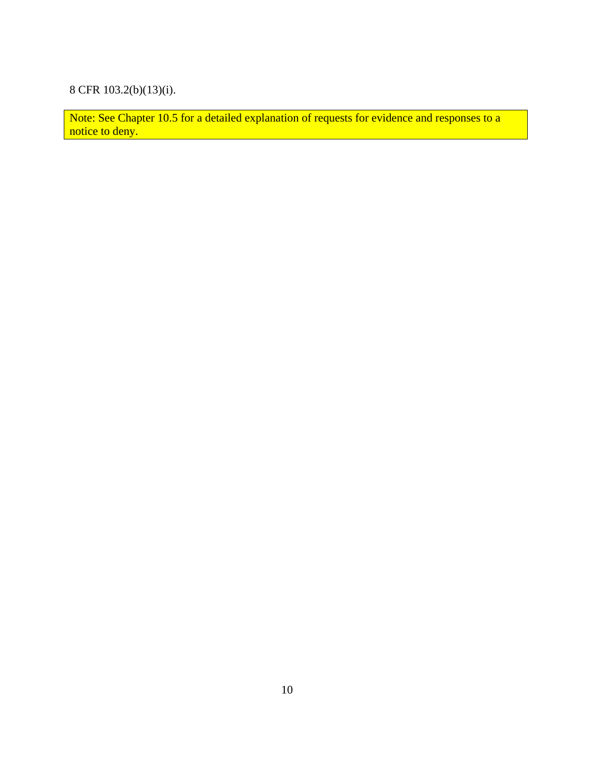8 CFR 103.2(b)(13)(i).

> Note: See Chapter 10.5 for a detailed explanation of requests for evidence and responses to a notice to deny.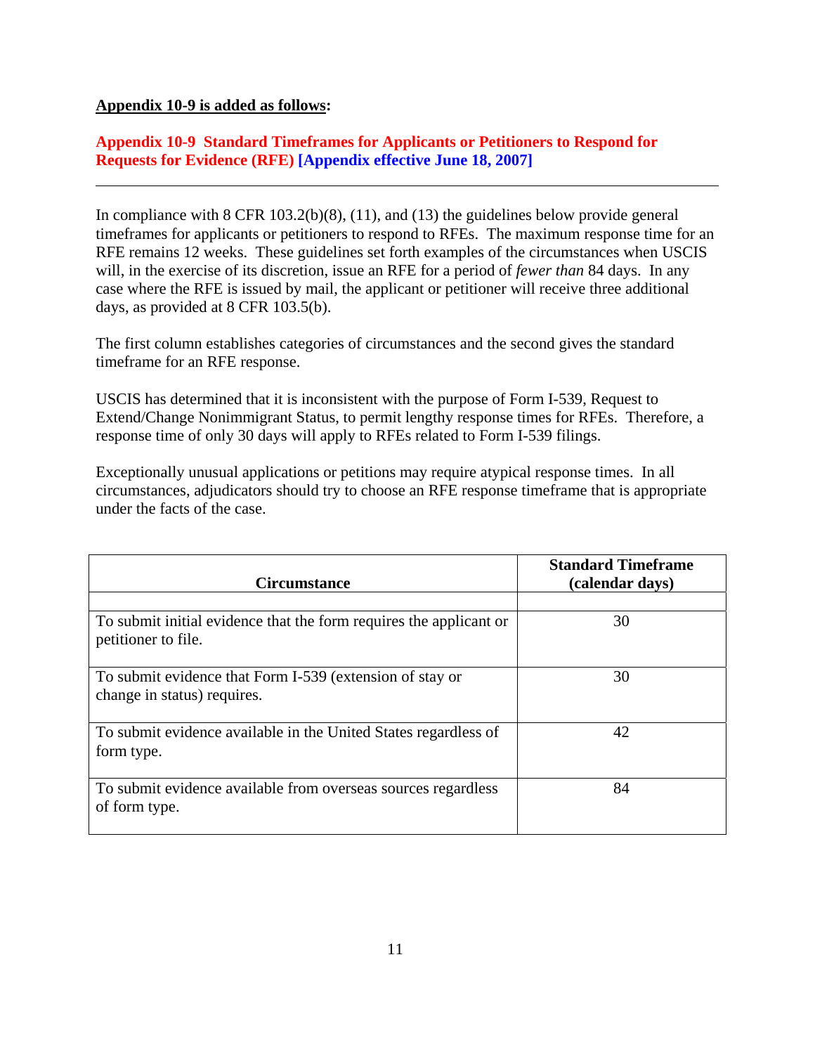**<u>Appendix 10-9 is added as follows</u>:**

## Appendix 10-9 Standard Timeframes for Applicants or Petitioners to Respond for Requests for Evidence (RFE) [Appendix effective June 18, 2007]

---

In compliance with 8 CFR 103.2(b)(8), (11), and (13) the guidelines below provide general timeframes for applicants or petitioners to respond to RFEs. The maximum response time for an RFE remains 12 weeks. These guidelines set forth examples of the circumstances when USCIS will, in the exercise of its discretion, issue an RFE for a period of *fewer than* 84 days. In any case where the RFE is issued by mail, the applicant or petitioner will receive three additional days, as provided at 8 CFR 103.5(b).

The first column establishes categories of circumstances and the second gives the standard timeframe for an RFE response.

USCIS has determined that it is inconsistent with the purpose of Form I-539, Request to Extend/Change Nonimmigrant Status, to permit lengthy response times for RFEs. Therefore, a response time of only 30 days will apply to RFEs related to Form I-539 filings.

Exceptionally unusual applications or petitions may require atypical response times. In all circumstances, adjudicators should try to choose an RFE response timeframe that is appropriate under the facts of the case.

| Circumstance | Standard Timeframe (calendar days) |
| --- | --- |
| | |
| To submit initial evidence that the form requires the applicant or petitioner to file. | 30 |
| To submit evidence that Form I-539 (extension of stay or change in status) requires. | 30 |
| To submit evidence available in the United States regardless of form type. | 42 |
| To submit evidence available from overseas sources regardless of form type. | 84 |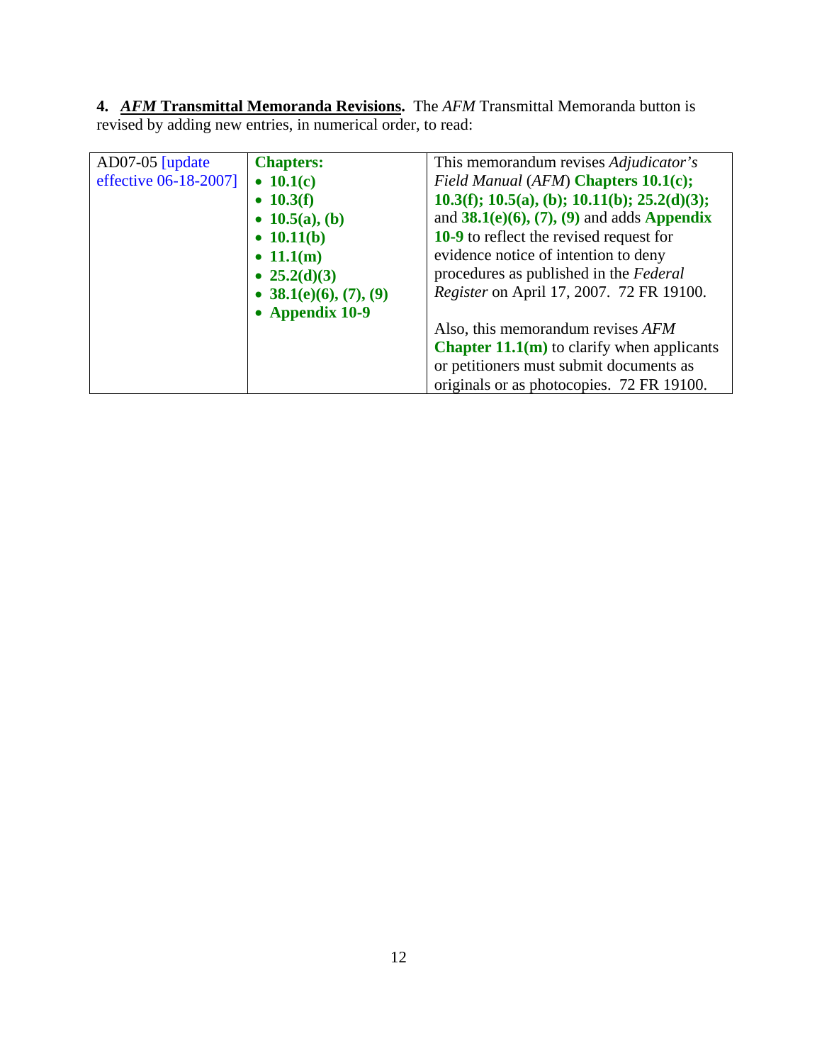**4. *AFM* Transmittal Memoranda Revisions.** The *AFM* Transmittal Memoranda button is revised by adding new entries, in numerical order, to read:

| | | |
|---|---|---|
| AD07-05 [update effective 06-18-2007] | **Chapters:**<br>• **10.1(c)**<br>• **10.3(f)**<br>• **10.5(a), (b)**<br>• **10.11(b)**<br>• **11.1(m)**<br>• **25.2(d)(3)**<br>• **38.1(e)(6), (7), (9)**<br>• **Appendix 10-9** | This memorandum revises *Adjudicator's Field Manual* (*AFM*) **Chapters 10.1(c); 10.3(f); 10.5(a), (b); 10.11(b); 25.2(d)(3);** and **38.1(e)(6), (7), (9)** and adds **Appendix 10-9** to reflect the revised request for evidence notice of intention to deny procedures as published in the *Federal Register* on April 17, 2007. 72 FR 19100.<br><br>Also, this memorandum revises *AFM* **Chapter 11.1(m)** to clarify when applicants or petitioners must submit documents as originals or as photocopies. 72 FR 19100. |